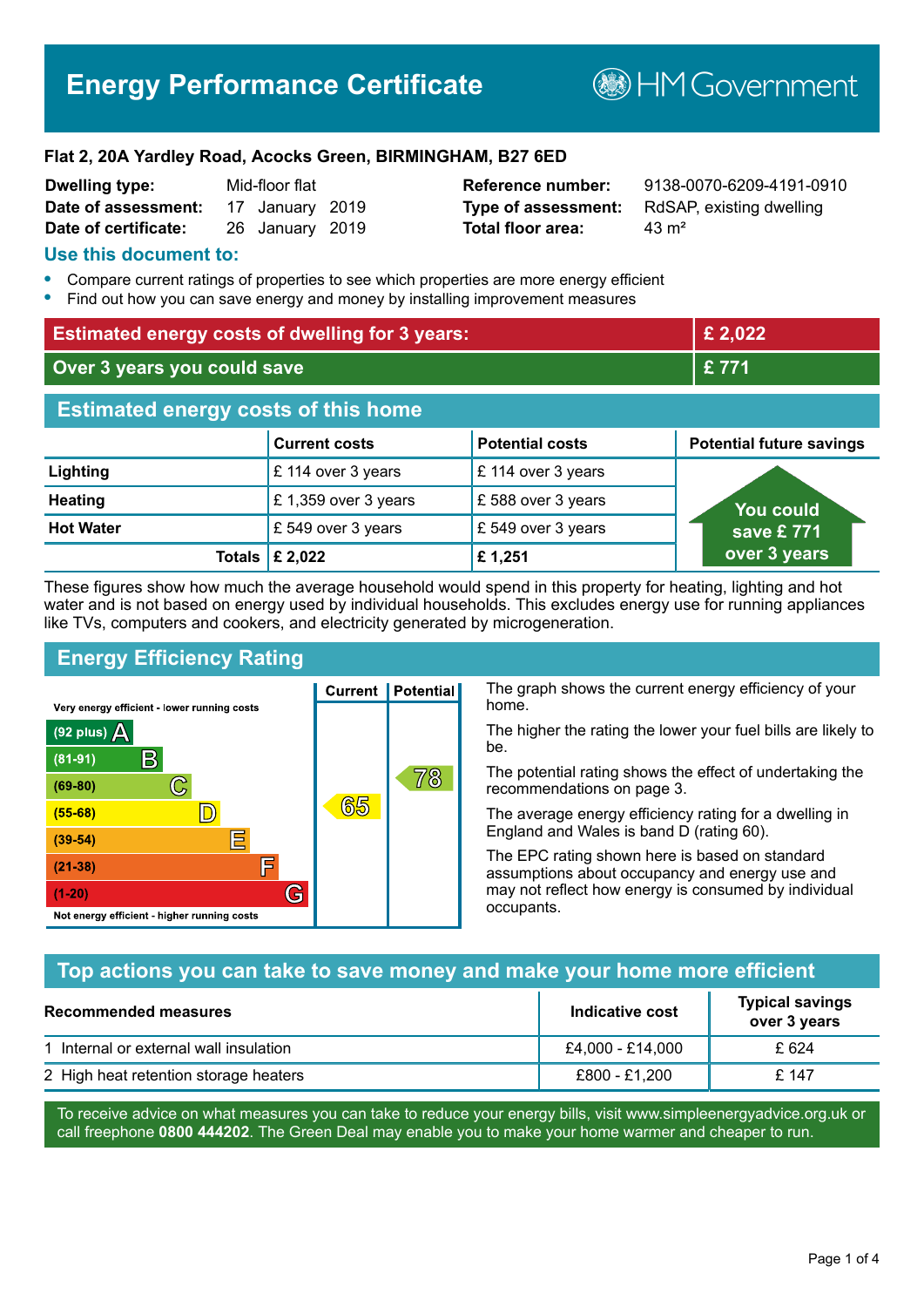# Energy Performance Certificate

HM Government

**Flat 2, 20A Yardley Road, Acocks Green, BIRMINGHAM, B27 6ED**

| | | | |
|---|---|---|---|
| **Dwelling type:** | Mid-floor flat | **Reference number:** | 9138-0070-6209-4191-0910 |
| **Date of assessment:** | 17 January 2019 | **Type of assessment:** | RdSAP, existing dwelling |
| **Date of certificate:** | 26 January 2019 | **Total floor area:** | 43 m² |

## Use this document to:

- Compare current ratings of properties to see which properties are more energy efficient
- Find out how you can save energy and money by installing improvement measures

| | |
|---|---|
| **Estimated energy costs of dwelling for 3 years:** | **£ 2,022** |
| **Over 3 years you could save** | **£ 771** |

## Estimated energy costs of this home

| | Current costs | Potential costs | Potential future savings |
|---|---|---|---|
| **Lighting** | £ 114 over 3 years | £ 114 over 3 years | You could save £ 771 over 3 years |
| **Heating** | £ 1,359 over 3 years | £ 588 over 3 years | |
| **Hot Water** | £ 549 over 3 years | £ 549 over 3 years | |
| **Totals** | **£ 2,022** | **£ 1,251** | |

These figures show how much the average household would spend in this property for heating, lighting and hot water and is not based on energy used by individual households. This excludes energy use for running appliances like TVs, computers and cookers, and electricity generated by microgeneration.

## Energy Efficiency Rating

Very energy efficient - lower running costs

(92 plus) A

(81-91) B

(69-80) C

(55-68) D

(39-54) E

(21-38) F

(1-20) G

Not energy efficient - higher running costs

Current: 65

Potential: 78

The graph shows the current energy efficiency of your home.

The higher the rating the lower your fuel bills are likely to be.

The potential rating shows the effect of undertaking the recommendations on page 3.

The average energy efficiency rating for a dwelling in England and Wales is band D (rating 60).

The EPC rating shown here is based on standard assumptions about occupancy and energy use and may not reflect how energy is consumed by individual occupants.

## Top actions you can take to save money and make your home more efficient

| Recommended measures | Indicative cost | Typical savings over 3 years |
|---|---|---|
| 1 Internal or external wall insulation | £4,000 - £14,000 | £ 624 |
| 2 High heat retention storage heaters | £800 - £1,200 | £ 147 |

To receive advice on what measures you can take to reduce your energy bills, visit www.simpleenergyadvice.org.uk or call freephone **0800 444202**. The Green Deal may enable you to make your home warmer and cheaper to run.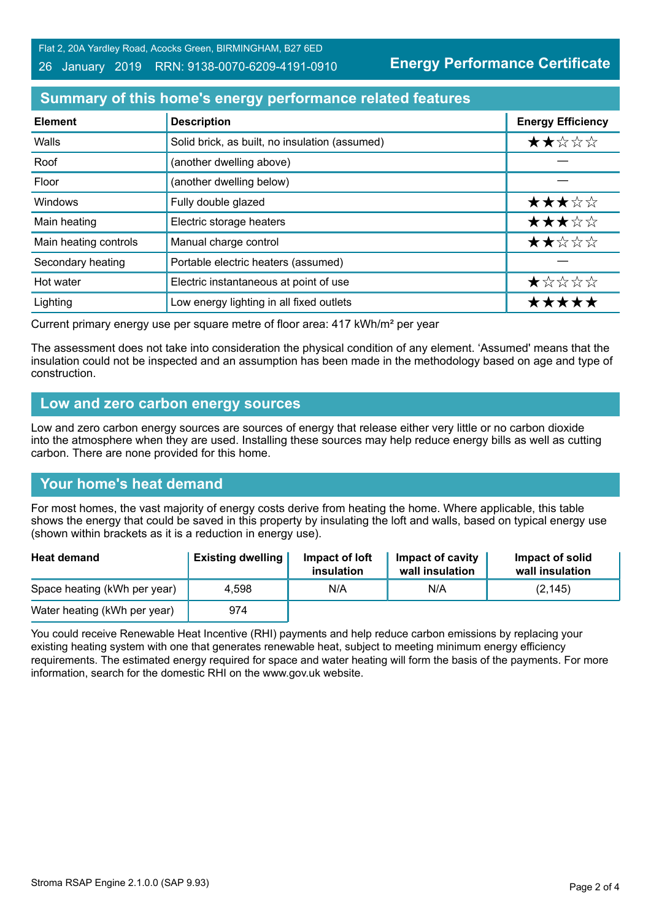## Summary of this home's energy performance related features

| Element | Description | Energy Efficiency |
|---|---|---|
| Walls | Solid brick, as built, no insulation (assumed) | ★★☆☆☆ |
| Roof | (another dwelling above) | — |
| Floor | (another dwelling below) | — |
| Windows | Fully double glazed | ★★★☆☆ |
| Main heating | Electric storage heaters | ★★★☆☆ |
| Main heating controls | Manual charge control | ★★☆☆☆ |
| Secondary heating | Portable electric heaters (assumed) | — |
| Hot water | Electric instantaneous at point of use | ★☆☆☆☆ |
| Lighting | Low energy lighting in all fixed outlets | ★★★★★ |

Current primary energy use per square metre of floor area: 417 kWh/m² per year

The assessment does not take into consideration the physical condition of any element. 'Assumed' means that the insulation could not be inspected and an assumption has been made in the methodology based on age and type of construction.

## Low and zero carbon energy sources

Low and zero carbon energy sources are sources of energy that release either very little or no carbon dioxide into the atmosphere when they are used. Installing these sources may help reduce energy bills as well as cutting carbon. There are none provided for this home.

## Your home's heat demand

For most homes, the vast majority of energy costs derive from heating the home. Where applicable, this table shows the energy that could be saved in this property by insulating the loft and walls, based on typical energy use (shown within brackets as it is a reduction in energy use).

| Heat demand | Existing dwelling | Impact of loft insulation | Impact of cavity wall insulation | Impact of solid wall insulation |
|---|---|---|---|---|
| Space heating (kWh per year) | 4,598 | N/A | N/A | (2,145) |
| Water heating (kWh per year) | 974 | | | |

You could receive Renewable Heat Incentive (RHI) payments and help reduce carbon emissions by replacing your existing heating system with one that generates renewable heat, subject to meeting minimum energy efficiency requirements. The estimated energy required for space and water heating will form the basis of the payments. For more information, search for the domestic RHI on the www.gov.uk website.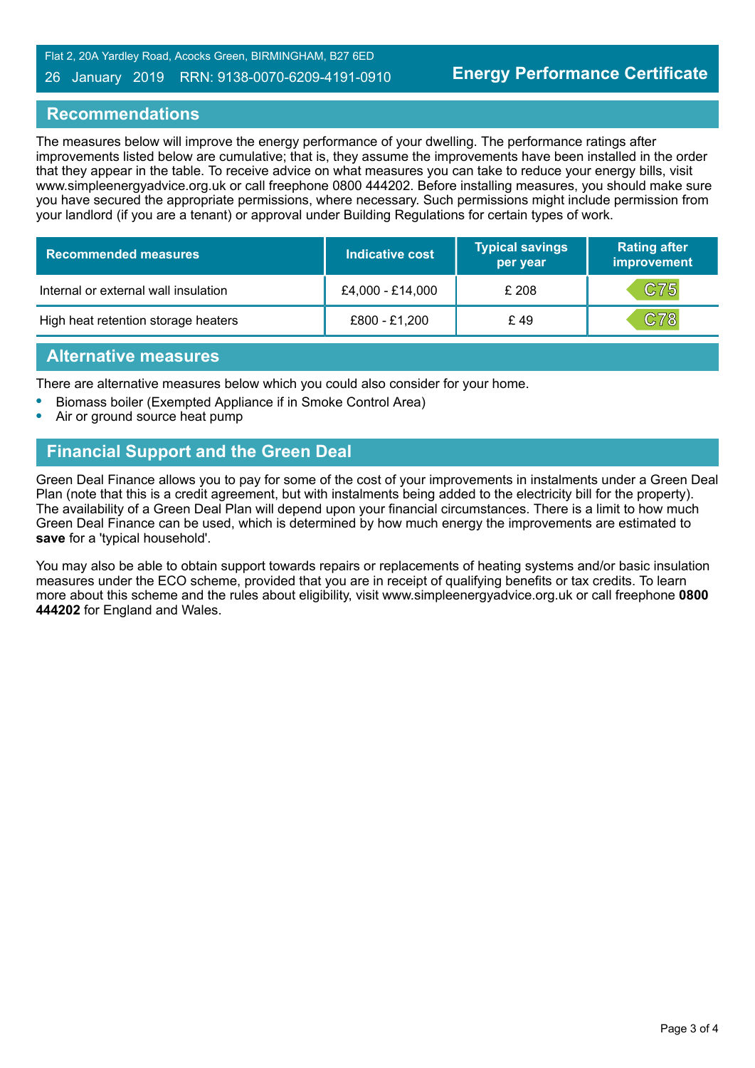## Recommendations

The measures below will improve the energy performance of your dwelling. The performance ratings after improvements listed below are cumulative; that is, they assume the improvements have been installed in the order that they appear in the table. To receive advice on what measures you can take to reduce your energy bills, visit www.simpleenergyadvice.org.uk or call freephone 0800 444202. Before installing measures, you should make sure you have secured the appropriate permissions, where necessary. Such permissions might include permission from your landlord (if you are a tenant) or approval under Building Regulations for certain types of work.

| Recommended measures | Indicative cost | Typical savings per year | Rating after improvement |
|---|---|---|---|
| Internal or external wall insulation | £4,000 - £14,000 | £ 208 | C75 |
| High heat retention storage heaters | £800 - £1,200 | £ 49 | C78 |

## Alternative measures

There are alternative measures below which you could also consider for your home.

- Biomass boiler (Exempted Appliance if in Smoke Control Area)
- Air or ground source heat pump

## Financial Support and the Green Deal

Green Deal Finance allows you to pay for some of the cost of your improvements in instalments under a Green Deal Plan (note that this is a credit agreement, but with instalments being added to the electricity bill for the property). The availability of a Green Deal Plan will depend upon your financial circumstances. There is a limit to how much Green Deal Finance can be used, which is determined by how much energy the improvements are estimated to **save** for a 'typical household'.

You may also be able to obtain support towards repairs or replacements of heating systems and/or basic insulation measures under the ECO scheme, provided that you are in receipt of qualifying benefits or tax credits. To learn more about this scheme and the rules about eligibility, visit www.simpleenergyadvice.org.uk or call freephone **0800 444202** for England and Wales.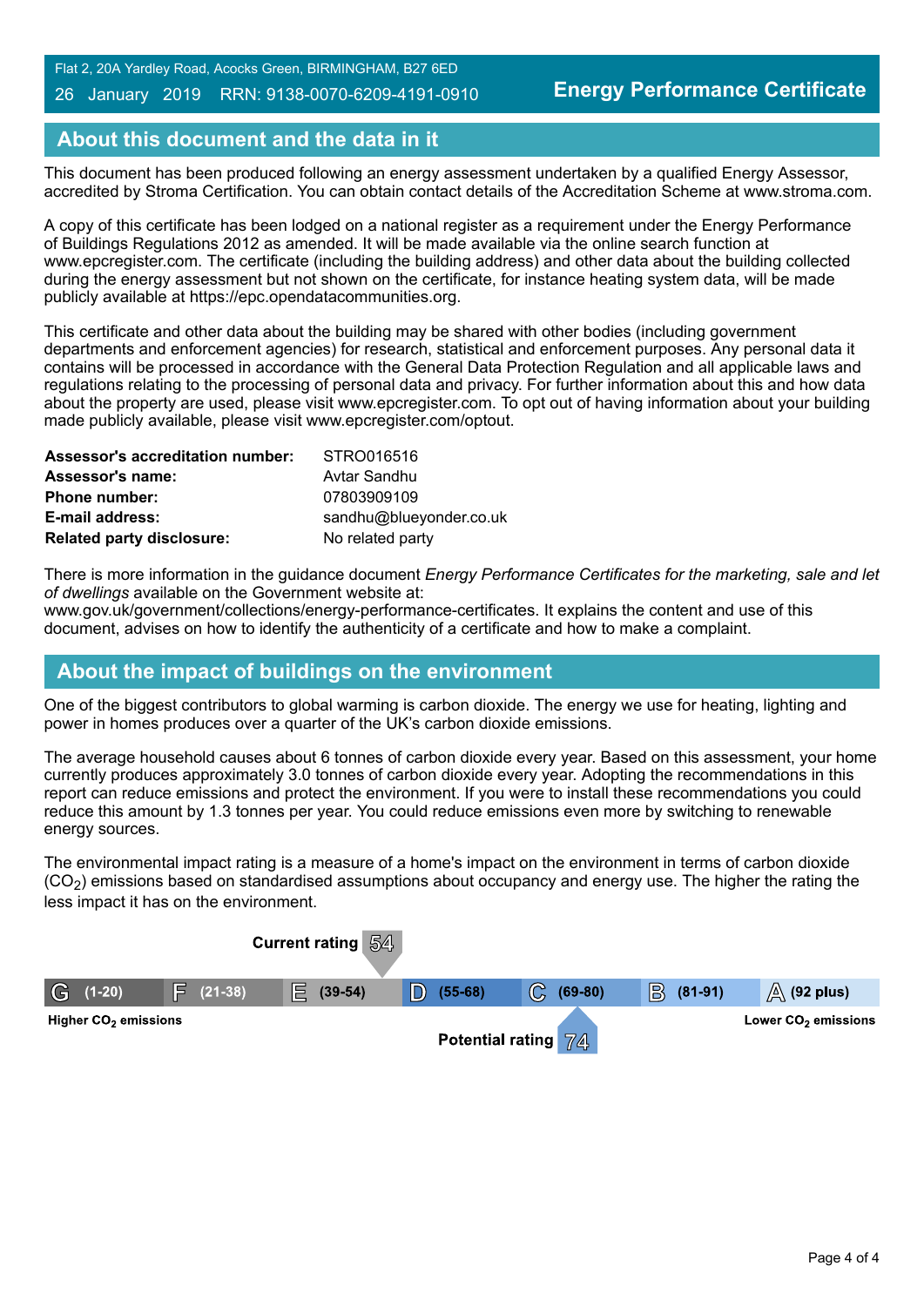Flat 2, 20A Yardley Road, Acocks Green, BIRMINGHAM, B27 6ED

26 January 2019 RRN: 9138-0070-6209-4191-0910

**Energy Performance Certificate**

## About this document and the data in it

This document has been produced following an energy assessment undertaken by a qualified Energy Assessor, accredited by Stroma Certification. You can obtain contact details of the Accreditation Scheme at www.stroma.com.

A copy of this certificate has been lodged on a national register as a requirement under the Energy Performance of Buildings Regulations 2012 as amended. It will be made available via the online search function at www.epcregister.com. The certificate (including the building address) and other data about the building collected during the energy assessment but not shown on the certificate, for instance heating system data, will be made publicly available at https://epc.opendatacommunities.org.

This certificate and other data about the building may be shared with other bodies (including government departments and enforcement agencies) for research, statistical and enforcement purposes. Any personal data it contains will be processed in accordance with the General Data Protection Regulation and all applicable laws and regulations relating to the processing of personal data and privacy. For further information about this and how data about the property are used, please visit www.epcregister.com. To opt out of having information about your building made publicly available, please visit www.epcregister.com/optout.

| | |
|---|---|
| **Assessor's accreditation number:** | STRO016516 |
| **Assessor's name:** | Avtar Sandhu |
| **Phone number:** | 07803909109 |
| **E-mail address:** | sandhu@blueyonder.co.uk |
| **Related party disclosure:** | No related party |

There is more information in the guidance document *Energy Performance Certificates for the marketing, sale and let of dwellings* available on the Government website at: www.gov.uk/government/collections/energy-performance-certificates. It explains the content and use of this document, advises on how to identify the authenticity of a certificate and how to make a complaint.

## About the impact of buildings on the environment

One of the biggest contributors to global warming is carbon dioxide. The energy we use for heating, lighting and power in homes produces over a quarter of the UK's carbon dioxide emissions.

The average household causes about 6 tonnes of carbon dioxide every year. Based on this assessment, your home currently produces approximately 3.0 tonnes of carbon dioxide every year. Adopting the recommendations in this report can reduce emissions and protect the environment. If you were to install these recommendations you could reduce this amount by 1.3 tonnes per year. You could reduce emissions even more by switching to renewable energy sources.

The environmental impact rating is a measure of a home's impact on the environment in terms of carbon dioxide ($CO_2$) emissions based on standardised assumptions about occupancy and energy use. The higher the rating the less impact it has on the environment.

Current rating 54

G (1-20) F (21-38) E (39-54) D (55-68) C (69-80) B (81-91) A (92 plus)

Higher $CO_2$ emissions

Lower $CO_2$ emissions

Potential rating 74